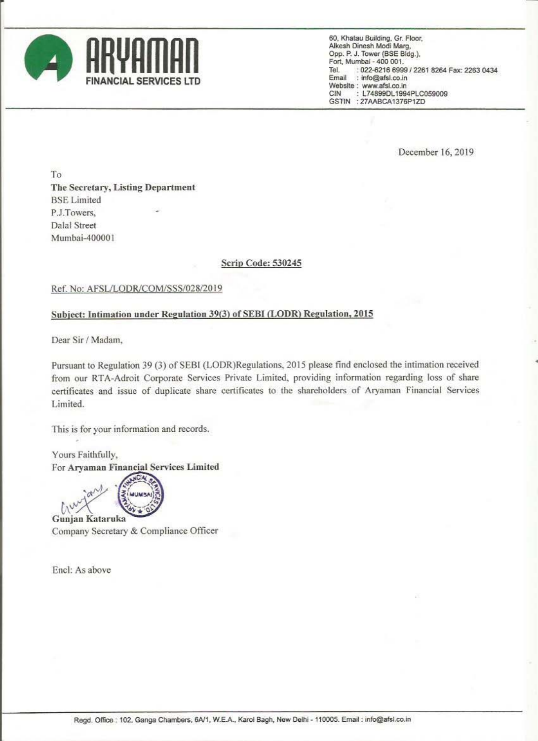**ARYAMAN**
**FINANCIAL SERVICES LTD**

60, Khatau Building, Gr. Floor,
Alkesh Dinesh Modi Marg,
Opp. P. J. Tower (BSE Bldg.),
Fort, Mumbai - 400 001.
Tel. : 022-6216 6999 / 2261 8264 Fax: 2263 0434
Email : info@afsl.co.in
Website : www.afsl.co.in
CIN : L74899DL1994PLC059009
GSTIN : 27AABCA1376P1ZD

December 16, 2019

To
**The Secretary, Listing Department**
BSE Limited
P.J.Towers,
Dalal Street
Mumbai-400001

**Scrip Code: 530245**

Ref. No: AFSL/LODR/COM/SSS/028/2019

**Subject: Intimation under Regulation 39(3) of SEBI (LODR) Regulation, 2015**

Dear Sir / Madam,

Pursuant to Regulation 39 (3) of SEBI (LODR)Regulations, 2015 please find enclosed the intimation received from our RTA-Adroit Corporate Services Private Limited, providing information regarding loss of share certificates and issue of duplicate share certificates to the shareholders of Aryaman Financial Services Limited.

This is for your information and records.

Yours Faithfully,
For **Aryaman Financial Services Limited**

**Gunjan Kataruka**
Company Secretary & Compliance Officer

Encl: As above

Regd. Office : 102, Ganga Chambers, 6A/1, W.E.A., Karol Bagh, New Delhi - 110005. Email : info@afsl.co.in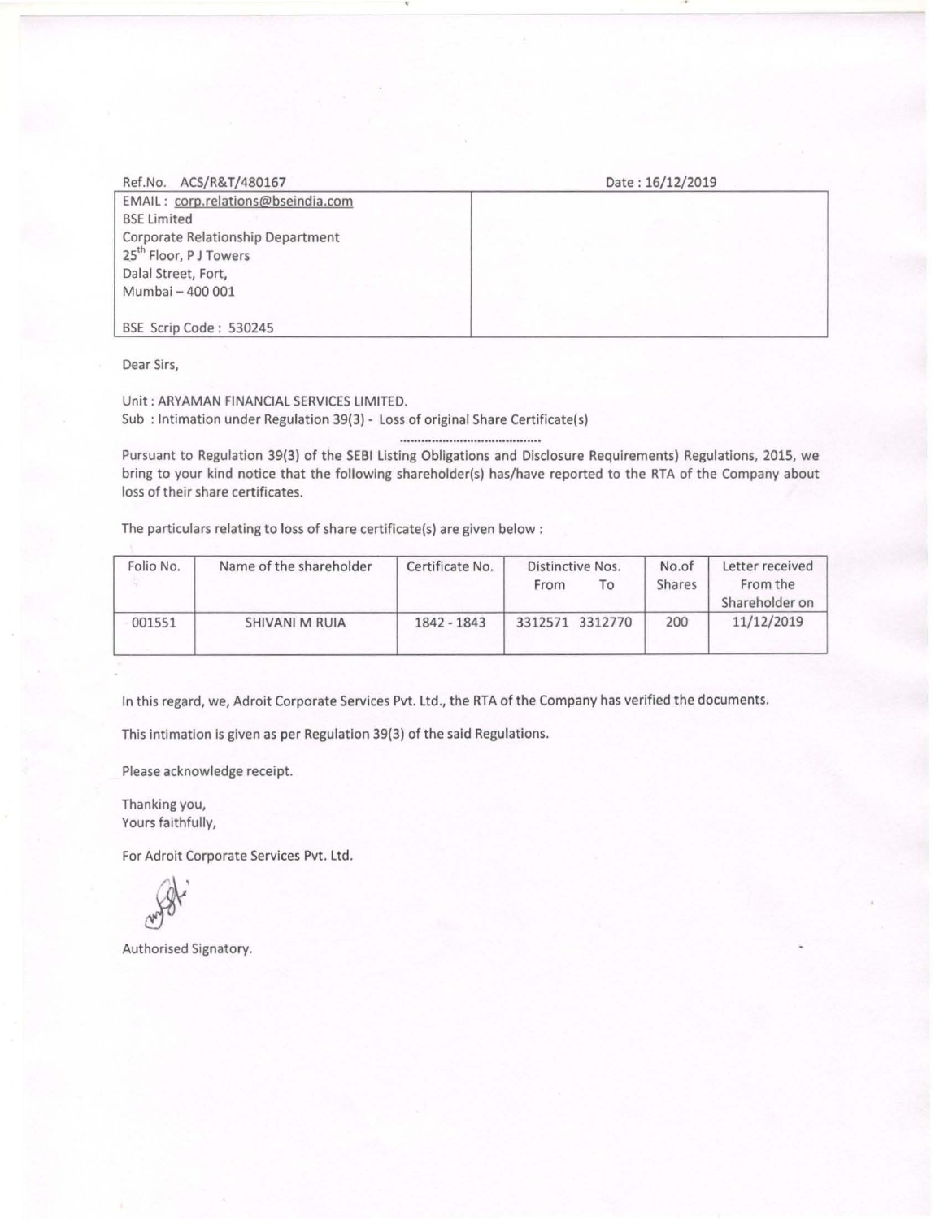Ref.No. ACS/R&T/480167 Date : 16/12/2019

EMAIL : corp.relations@bseindia.com
BSE Limited
Corporate Relationship Department
25th Floor, P J Towers
Dalal Street, Fort,
Mumbai – 400 001

BSE Scrip Code : 530245

Dear Sirs,

Unit : ARYAMAN FINANCIAL SERVICES LIMITED.
Sub : Intimation under Regulation 39(3) - Loss of original Share Certificate(s)

Pursuant to Regulation 39(3) of the SEBI Listing Obligations and Disclosure Requirements) Regulations, 2015, we bring to your kind notice that the following shareholder(s) has/have reported to the RTA of the Company about loss of their share certificates.

The particulars relating to loss of share certificate(s) are given below :

| Folio No. | Name of the shareholder | Certificate No. | Distinctive Nos. From | To | No.of Shares | Letter received From the Shareholder on |
|---|---|---|---|---|---|---|
| 001551 | SHIVANI M RUIA | 1842 - 1843 | 3312571 | 3312770 | 200 | 11/12/2019 |

In this regard, we, Adroit Corporate Services Pvt. Ltd., the RTA of the Company has verified the documents.

This intimation is given as per Regulation 39(3) of the said Regulations.

Please acknowledge receipt.

Thanking you,
Yours faithfully,

For Adroit Corporate Services Pvt. Ltd.

Authorised Signatory.